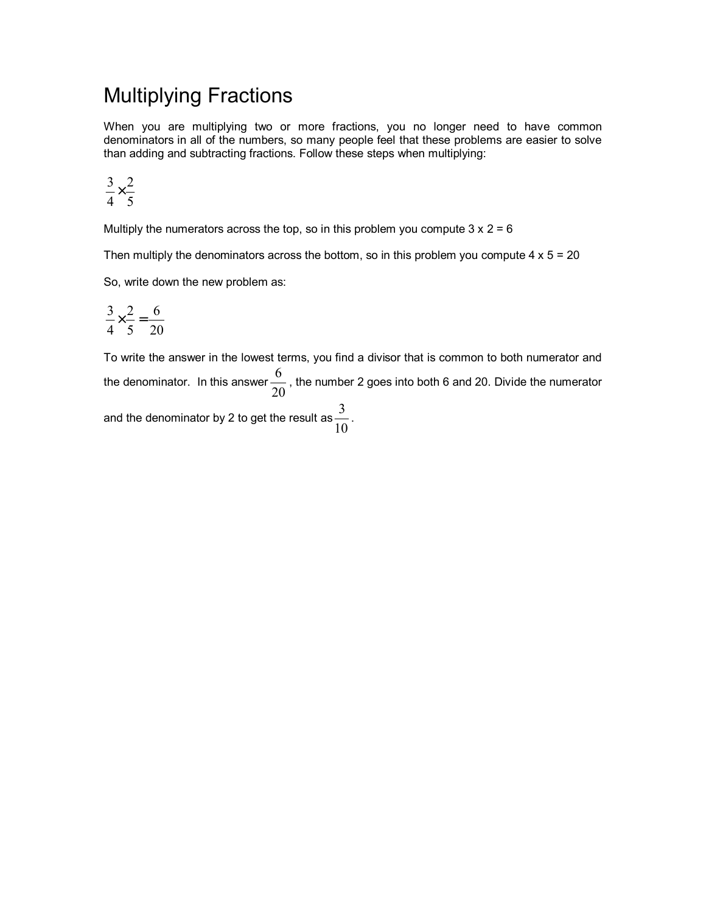# Multiplying Fractions

When you are multiplying two or more fractions, you no longer need to have common denominators in all of the numbers, so many people feel that these problems are easier to solve than adding and subtracting fractions. Follow these steps when multiplying:

$$\frac{3}{4} \times \frac{2}{5}$$

Multiply the numerators across the top, so in this problem you compute 3 x 2 = 6

Then multiply the denominators across the bottom, so in this problem you compute 4 x 5 = 20

So, write down the new problem as:

$$\frac{3}{4} \times \frac{2}{5} = \frac{6}{20}$$

To write the answer in the lowest terms, you find a divisor that is common to both numerator and the denominator. In this answer $\frac{6}{20}$, the number 2 goes into both 6 and 20. Divide the numerator and the denominator by 2 to get the result as $\frac{3}{10}$.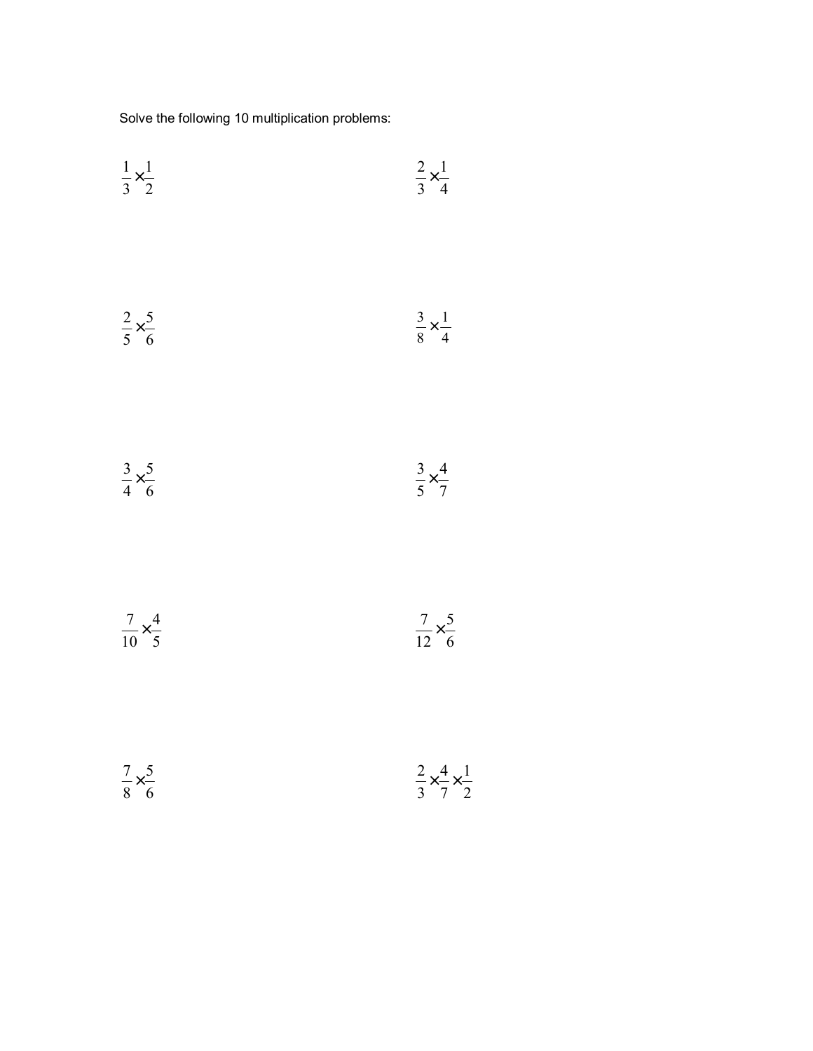Solve the following 10 multiplication problems:

$\frac{1}{3} \times \frac{1}{2}$

$\frac{2}{3} \times \frac{1}{4}$

$\frac{2}{5} \times \frac{5}{6}$

$\frac{3}{8} \times \frac{1}{4}$

$\frac{3}{4} \times \frac{5}{6}$

$\frac{3}{5} \times \frac{4}{7}$

$\frac{7}{10} \times \frac{4}{5}$

$\frac{7}{12} \times \frac{5}{6}$

$\frac{7}{8} \times \frac{5}{6}$

$\frac{2}{3} \times \frac{4}{7} \times \frac{1}{2}$